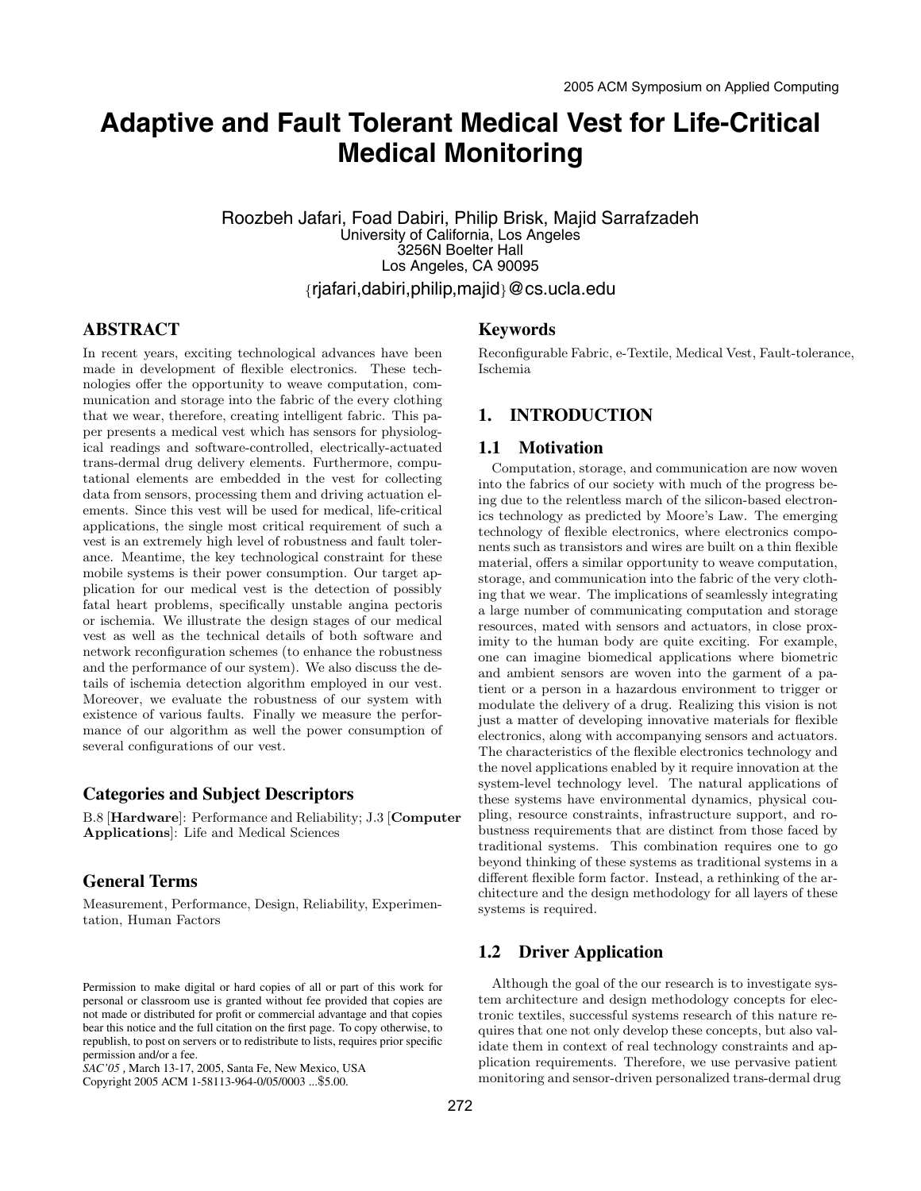# Adaptive and Fault Tolerant Medical Vest for Life-Critical Medical Monitoring

Roozbeh Jafari, Foad Dabiri, Philip Brisk, Majid Sarrafzadeh
University of California, Los Angeles
3256N Boelter Hall
Los Angeles, CA 90095
{rjafari,dabiri,philip,majid}@cs.ucla.edu

## ABSTRACT

In recent years, exciting technological advances have been made in development of flexible electronics. These technologies offer the opportunity to weave computation, communication and storage into the fabric of the every clothing that we wear, therefore, creating intelligent fabric. This paper presents a medical vest which has sensors for physiological readings and software-controlled, electrically-actuated trans-dermal drug delivery elements. Furthermore, computational elements are embedded in the vest for collecting data from sensors, processing them and driving actuation elements. Since this vest will be used for medical, life-critical applications, the single most critical requirement of such a vest is an extremely high level of robustness and fault tolerance. Meantime, the key technological constraint for these mobile systems is their power consumption. Our target application for our medical vest is the detection of possibly fatal heart problems, specifically unstable angina pectoris or ischemia. We illustrate the design stages of our medical vest as well as the technical details of both software and network reconfiguration schemes (to enhance the robustness and the performance of our system). We also discuss the details of ischemia detection algorithm employed in our vest. Moreover, we evaluate the robustness of our system with existence of various faults. Finally we measure the performance of our algorithm as well the power consumption of several configurations of our vest.

### Categories and Subject Descriptors

B.8 [**Hardware**]: Performance and Reliability; J.3 [**Computer Applications**]: Life and Medical Sciences

### General Terms

Measurement, Performance, Design, Reliability, Experimentation, Human Factors

Permission to make digital or hard copies of all or part of this work for personal or classroom use is granted without fee provided that copies are not made or distributed for profit or commercial advantage and that copies bear this notice and the full citation on the first page. To copy otherwise, to republish, to post on servers or to redistribute to lists, requires prior specific permission and/or a fee.
*SAC'05*, March 13-17, 2005, Santa Fe, New Mexico, USA
Copyright 2005 ACM 1-58113-964-0/05/0003 ...$5.00.

### Keywords

Reconfigurable Fabric, e-Textile, Medical Vest, Fault-tolerance, Ischemia

## 1. INTRODUCTION

### 1.1 Motivation

Computation, storage, and communication are now woven into the fabrics of our society with much of the progress being due to the relentless march of the silicon-based electronics technology as predicted by Moore's Law. The emerging technology of flexible electronics, where electronics components such as transistors and wires are built on a thin flexible material, offers a similar opportunity to weave computation, storage, and communication into the fabric of the very clothing that we wear. The implications of seamlessly integrating a large number of communicating computation and storage resources, mated with sensors and actuators, in close proximity to the human body are quite exciting. For example, one can imagine biomedical applications where biometric and ambient sensors are woven into the garment of a patient or a person in a hazardous environment to trigger or modulate the delivery of a drug. Realizing this vision is not just a matter of developing innovative materials for flexible electronics, along with accompanying sensors and actuators. The characteristics of the flexible electronics technology and the novel applications enabled by it require innovation at the system-level technology level. The natural applications of these systems have environmental dynamics, physical coupling, resource constraints, infrastructure support, and robustness requirements that are distinct from those faced by traditional systems. This combination requires one to go beyond thinking of these systems as traditional systems in a different flexible form factor. Instead, a rethinking of the architecture and the design methodology for all layers of these systems is required.

### 1.2 Driver Application

Although the goal of the our research is to investigate system architecture and design methodology concepts for electronic textiles, successful systems research of this nature requires that one not only develop these concepts, but also validate them in context of real technology constraints and application requirements. Therefore, we use pervasive patient monitoring and sensor-driven personalized trans-dermal drug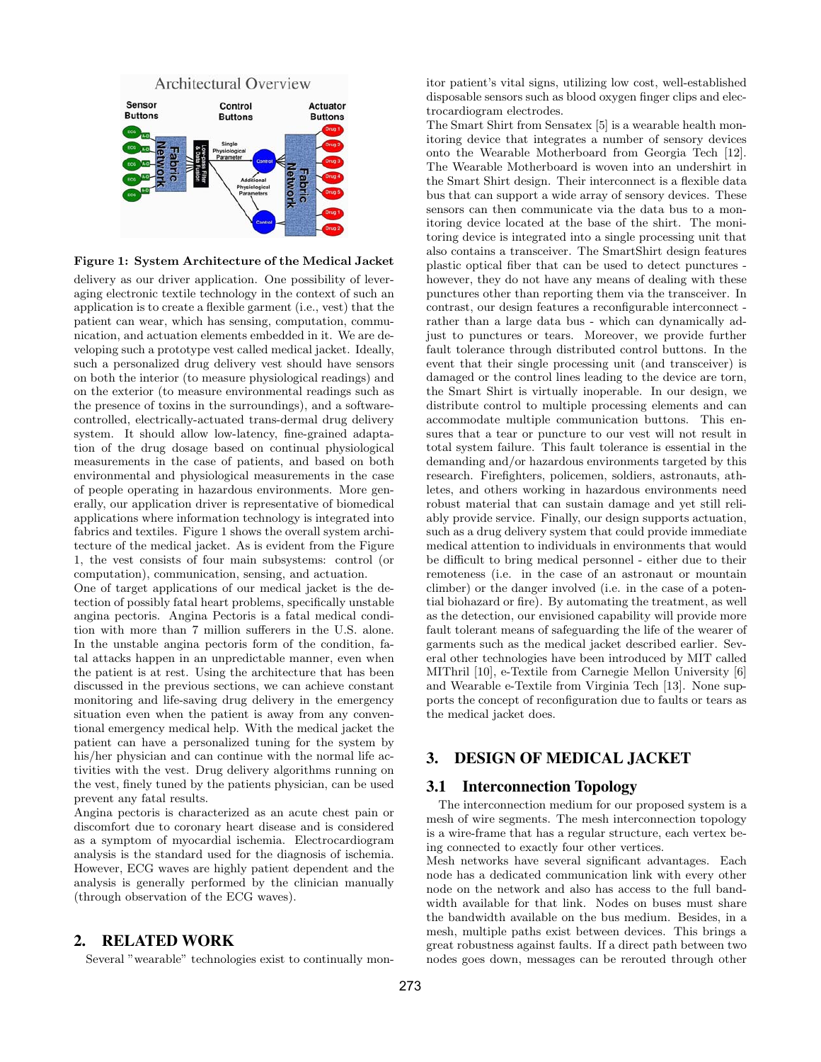Architectural Overview

Sensor Buttons

Control Buttons

Actuator Buttons

ECG

A-D

Fabric Network

Low-pass Filter & Data Fusion

Single Physiological Parameter

Control

Additional Physiological Parameters

Control

Fabric Network

Drug 1

Drug 2

Drug 3

Drug 4

Drug 5

Drug 1

Drug 2

**Figure 1: System Architecture of the Medical Jacket**

delivery as our driver application. One possibility of leveraging electronic textile technology in the context of such an application is to create a flexible garment (i.e., vest) that the patient can wear, which has sensing, computation, communication, and actuation elements embedded in it. We are developing such a prototype vest called medical jacket. Ideally, such a personalized drug delivery vest should have sensors on both the interior (to measure physiological readings) and on the exterior (to measure environmental readings such as the presence of toxins in the surroundings), and a software-controlled, electrically-actuated trans-dermal drug delivery system. It should allow low-latency, fine-grained adaptation of the drug dosage based on continual physiological measurements in the case of patients, and based on both environmental and physiological measurements in the case of people operating in hazardous environments. More generally, our application driver is representative of biomedical applications where information technology is integrated into fabrics and textiles. Figure 1 shows the overall system architecture of the medical jacket. As is evident from the Figure 1, the vest consists of four main subsystems: control (or computation), communication, sensing, and actuation.

One of target applications of our medical jacket is the detection of possibly fatal heart problems, specifically unstable angina pectoris. Angina Pectoris is a fatal medical condition with more than 7 million sufferers in the U.S. alone. In the unstable angina pectoris form of the condition, fatal attacks happen in an unpredictable manner, even when the patient is at rest. Using the architecture that has been discussed in the previous sections, we can achieve constant monitoring and life-saving drug delivery in the emergency situation even when the patient is away from any conventional emergency medical help. With the medical jacket the patient can have a personalized tuning for the system by his/her physician and can continue with the normal life activities with the vest. Drug delivery algorithms running on the vest, finely tuned by the patients physician, can be used prevent any fatal results.

Angina pectoris is characterized as an acute chest pain or discomfort due to coronary heart disease and is considered as a symptom of myocardial ischemia. Electrocardiogram analysis is the standard used for the diagnosis of ischemia. However, ECG waves are highly patient dependent and the analysis is generally performed by the clinician manually (through observation of the ECG waves).

## 2. RELATED WORK

Several "wearable" technologies exist to continually monitor patient's vital signs, utilizing low cost, well-established disposable sensors such as blood oxygen finger clips and electrocardiogram electrodes.

The Smart Shirt from Sensatex [5] is a wearable health monitoring device that integrates a number of sensory devices onto the Wearable Motherboard from Georgia Tech [12]. The Wearable Motherboard is woven into an undershirt in the Smart Shirt design. Their interconnect is a flexible data bus that can support a wide array of sensory devices. These sensors can then communicate via the data bus to a monitoring device located at the base of the shirt. The monitoring device is integrated into a single processing unit that also contains a transceiver. The SmartShirt design features plastic optical fiber that can be used to detect punctures - however, they do not have any means of dealing with these punctures other than reporting them via the transceiver. In contrast, our design features a reconfigurable interconnect - rather than a large data bus - which can dynamically adjust to punctures or tears. Moreover, we provide further fault tolerance through distributed control buttons. In the event that their single processing unit (and transceiver) is damaged or the control lines leading to the device are torn, the Smart Shirt is virtually inoperable. In our design, we distribute control to multiple processing elements and can accommodate multiple communication buttons. This ensures that a tear or puncture to our vest will not result in total system failure. This fault tolerance is essential in the demanding and/or hazardous environments targeted by this research. Firefighters, policemen, soldiers, astronauts, athletes, and others working in hazardous environments need robust material that can sustain damage and yet still reliably provide service. Finally, our design supports actuation, such as a drug delivery system that could provide immediate medical attention to individuals in environments that would be difficult to bring medical personnel - either due to their remoteness (i.e. in the case of an astronaut or mountain climber) or the danger involved (i.e. in the case of a potential biohazard or fire). By automating the treatment, as well as the detection, our envisioned capability will provide more fault tolerant means of safeguarding the life of the wearer of garments such as the medical jacket described earlier. Several other technologies have been introduced by MIT called MIThril [10], e-Textile from Carnegie Mellon University [6] and Wearable e-Textile from Virginia Tech [13]. None supports the concept of reconfiguration due to faults or tears as the medical jacket does.

## 3. DESIGN OF MEDICAL JACKET

### 3.1 Interconnection Topology

The interconnection medium for our proposed system is a mesh of wire segments. The mesh interconnection topology is a wire-frame that has a regular structure, each vertex being connected to exactly four other vertices.

Mesh networks have several significant advantages. Each node has a dedicated communication link with every other node on the network and also has access to the full bandwidth available for that link. Nodes on buses must share the bandwidth available on the bus medium. Besides, in a mesh, multiple paths exist between devices. This brings a great robustness against faults. If a direct path between two nodes goes down, messages can be rerouted through other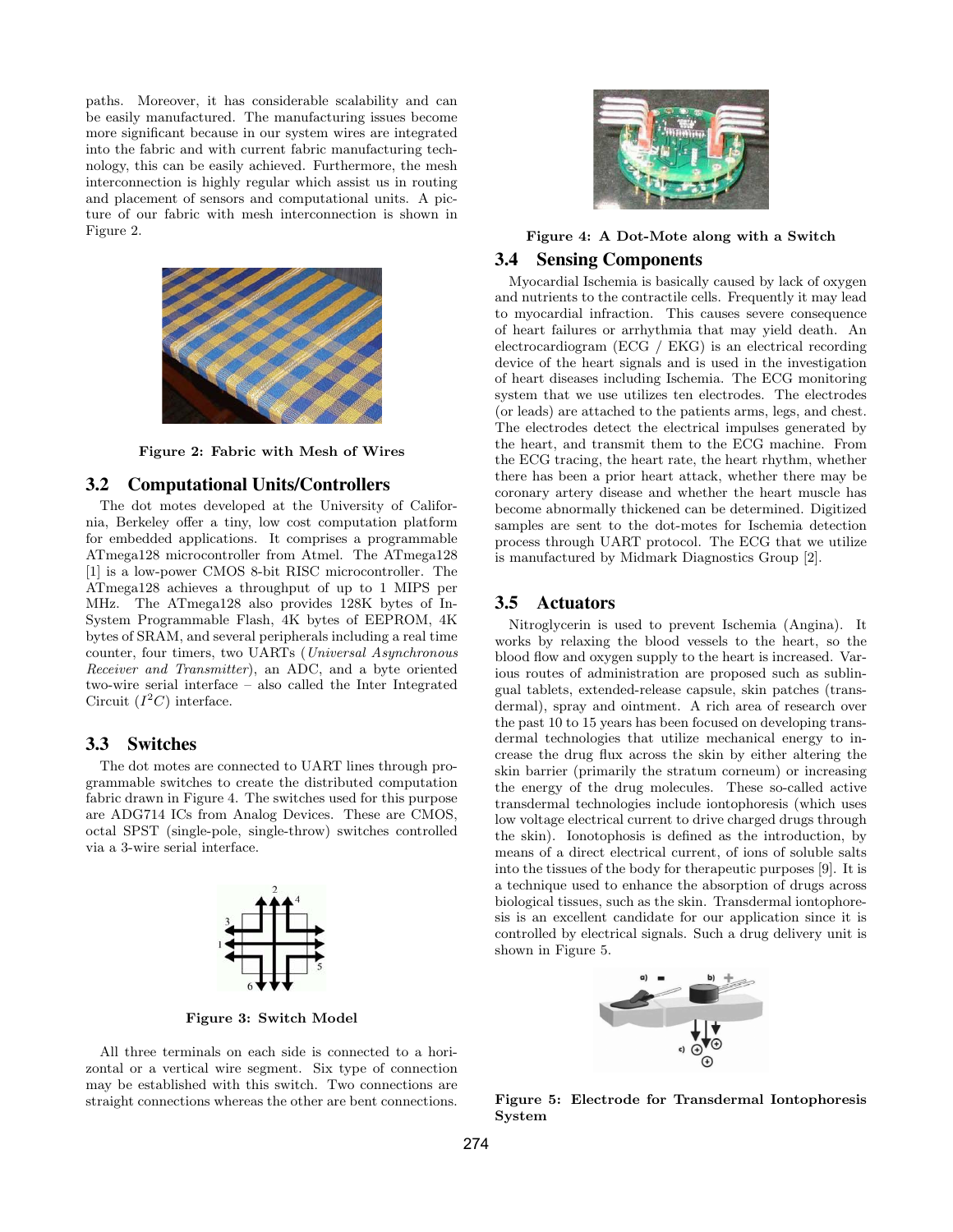paths. Moreover, it has considerable scalability and can be easily manufactured. The manufacturing issues become more significant because in our system wires are integrated into the fabric and with current fabric manufacturing technology, this can be easily achieved. Furthermore, the mesh interconnection is highly regular which assist us in routing and placement of sensors and computational units. A picture of our fabric with mesh interconnection is shown in Figure 2.

**Figure 2: Fabric with Mesh of Wires**

## 3.2 Computational Units/Controllers

The dot motes developed at the University of California, Berkeley offer a tiny, low cost computation platform for embedded applications. It comprises a programmable ATmega128 microcontroller from Atmel. The ATmega128 [1] is a low-power CMOS 8-bit RISC microcontroller. The ATmega128 achieves a throughput of up to 1 MIPS per MHz. The ATmega128 also provides 128K bytes of In-System Programmable Flash, 4K bytes of EEPROM, 4K bytes of SRAM, and several peripherals including a real time counter, four timers, two UARTs (*Universal Asynchronous Receiver and Transmitter*), an ADC, and a byte oriented two-wire serial interface – also called the Inter Integrated Circuit ($I^2C$) interface.

## 3.3 Switches

The dot motes are connected to UART lines through programmable switches to create the distributed computation fabric drawn in Figure 4. The switches used for this purpose are ADG714 ICs from Analog Devices. These are CMOS, octal SPST (single-pole, single-throw) switches controlled via a 3-wire serial interface.

2
4
3
1
5
6

**Figure 3: Switch Model**

All three terminals on each side is connected to a horizontal or a vertical wire segment. Six type of connection may be established with this switch. Two connections are straight connections whereas the other are bent connections.

**Figure 4: A Dot-Mote along with a Switch**

## 3.4 Sensing Components

Myocardial Ischemia is basically caused by lack of oxygen and nutrients to the contractile cells. Frequently it may lead to myocardial infraction. This causes severe consequence of heart failures or arrhythmia that may yield death. An electrocardiogram (ECG / EKG) is an electrical recording device of the heart signals and is used in the investigation of heart diseases including Ischemia. The ECG monitoring system that we use utilizes ten electrodes. The electrodes (or leads) are attached to the patients arms, legs, and chest. The electrodes detect the electrical impulses generated by the heart, and transmit them to the ECG machine. From the ECG tracing, the heart rate, the heart rhythm, whether there has been a prior heart attack, whether there may be coronary artery disease and whether the heart muscle has become abnormally thickened can be determined. Digitized samples are sent to the dot-motes for Ischemia detection process through UART protocol. The ECG that we utilize is manufactured by Midmark Diagnostics Group [2].

## 3.5 Actuators

Nitroglycerin is used to prevent Ischemia (Angina). It works by relaxing the blood vessels to the heart, so the blood flow and oxygen supply to the heart is increased. Various routes of administration are proposed such as sublingual tablets, extended-release capsule, skin patches (transdermal), spray and ointment. A rich area of research over the past 10 to 15 years has been focused on developing transdermal technologies that utilize mechanical energy to increase the drug flux across the skin by either altering the skin barrier (primarily the stratum corneum) or increasing the energy of the drug molecules. These so-called active transdermal technologies include iontophoresis (which uses low voltage electrical current to drive charged drugs through the skin). Ionotophosis is defined as the introduction, by means of a direct electrical current, of ions of soluble salts into the tissues of the body for therapeutic purposes [9]. It is a technique used to enhance the absorption of drugs across biological tissues, such as the skin. Transdermal iontophoresis is an excellent candidate for our application since it is controlled by electrical signals. Such a drug delivery unit is shown in Figure 5.

a) −
b) +
c) ⊕ ⊕ ⊕

**Figure 5: Electrode for Transdermal Iontophoresis System**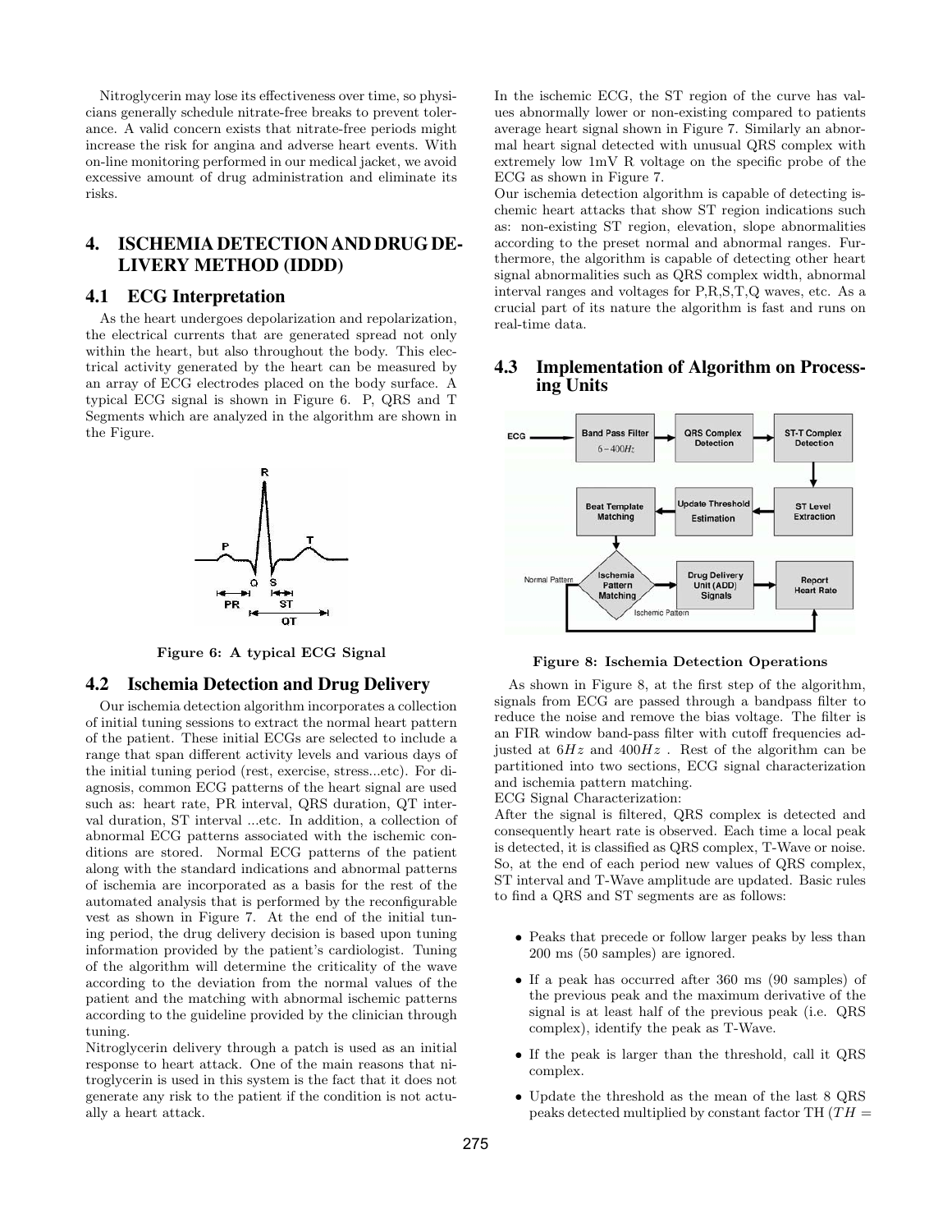Nitroglycerin may lose its effectiveness over time, so physicians generally schedule nitrate-free breaks to prevent tolerance. A valid concern exists that nitrate-free periods might increase the risk for angina and adverse heart events. With on-line monitoring performed in our medical jacket, we avoid excessive amount of drug administration and eliminate its risks.

## 4. ISCHEMIA DETECTION AND DRUG DELIVERY METHOD (IDDD)

### 4.1 ECG Interpretation

As the heart undergoes depolarization and repolarization, the electrical currents that are generated spread not only within the heart, but also throughout the body. This electrical activity generated by the heart can be measured by an array of ECG electrodes placed on the body surface. A typical ECG signal is shown in Figure 6. P, QRS and T Segments which are analyzed in the algorithm are shown in the Figure.

R
P
T
Q
S
PR
ST
QT

**Figure 6: A typical ECG Signal**

### 4.2 Ischemia Detection and Drug Delivery

Our ischemia detection algorithm incorporates a collection of initial tuning sessions to extract the normal heart pattern of the patient. These initial ECGs are selected to include a range that span different activity levels and various days of the initial tuning period (rest, exercise, stress...etc). For diagnosis, common ECG patterns of the heart signal are used such as: heart rate, PR interval, QRS duration, QT interval duration, ST interval ...etc. In addition, a collection of abnormal ECG patterns associated with the ischemic conditions are stored. Normal ECG patterns of the patient along with the standard indications and abnormal patterns of ischemia are incorporated as a basis for the rest of the automated analysis that is performed by the reconfigurable vest as shown in Figure 7. At the end of the initial tuning period, the drug delivery decision is based upon tuning information provided by the patient's cardiologist. Tuning of the algorithm will determine the criticality of the wave according to the deviation from the normal values of the patient and the matching with abnormal ischemic patterns according to the guideline provided by the clinician through tuning.

Nitroglycerin delivery through a patch is used as an initial response to heart attack. One of the main reasons that nitroglycerin is used in this system is the fact that it does not generate any risk to the patient if the condition is not actually a heart attack.

In the ischemic ECG, the ST region of the curve has values abnormally lower or non-existing compared to patients average heart signal shown in Figure 7. Similarly an abnormal heart signal detected with unusual QRS complex with extremely low 1mV R voltage on the specific probe of the ECG as shown in Figure 7.

Our ischemia detection algorithm is capable of detecting ischemic heart attacks that show ST region indications such as: non-existing ST region, elevation, slope abnormalities according to the preset normal and abnormal ranges. Furthermore, the algorithm is capable of detecting other heart signal abnormalities such as QRS complex width, abnormal interval ranges and voltages for P,R,S,T,Q waves, etc. As a crucial part of its nature the algorithm is fast and runs on real-time data.

### 4.3 Implementation of Algorithm on Processing Units

ECG
Band Pass Filter $6-400Hz$
QRS Complex Detection
ST-T Complex Detection
ST Level Extraction
Update Threshold Estimation
Beat Template Matching
Ischemia Pattern Matching
Normal Pattern
Ischemic Pattern
Drug Delivery Unit (ADD) Signals
Report Heart Rate

**Figure 8: Ischemia Detection Operations**

As shown in Figure 8, at the first step of the algorithm, signals from ECG are passed through a bandpass filter to reduce the noise and remove the bias voltage. The filter is an FIR window band-pass filter with cutoff frequencies adjusted at $6Hz$ and $400Hz$ . Rest of the algorithm can be partitioned into two sections, ECG signal characterization and ischemia pattern matching.

ECG Signal Characterization:

After the signal is filtered, QRS complex is detected and consequently heart rate is observed. Each time a local peak is detected, it is classified as QRS complex, T-Wave or noise. So, at the end of each period new values of QRS complex, ST interval and T-Wave amplitude are updated. Basic rules to find a QRS and ST segments are as follows:

- Peaks that precede or follow larger peaks by less than 200 ms (50 samples) are ignored.
- If a peak has occurred after 360 ms (90 samples) of the previous peak and the maximum derivative of the signal is at least half of the previous peak (i.e. QRS complex), identify the peak as T-Wave.
- If the peak is larger than the threshold, call it QRS complex.
- Update the threshold as the mean of the last 8 QRS peaks detected multiplied by constant factor TH ($TH =$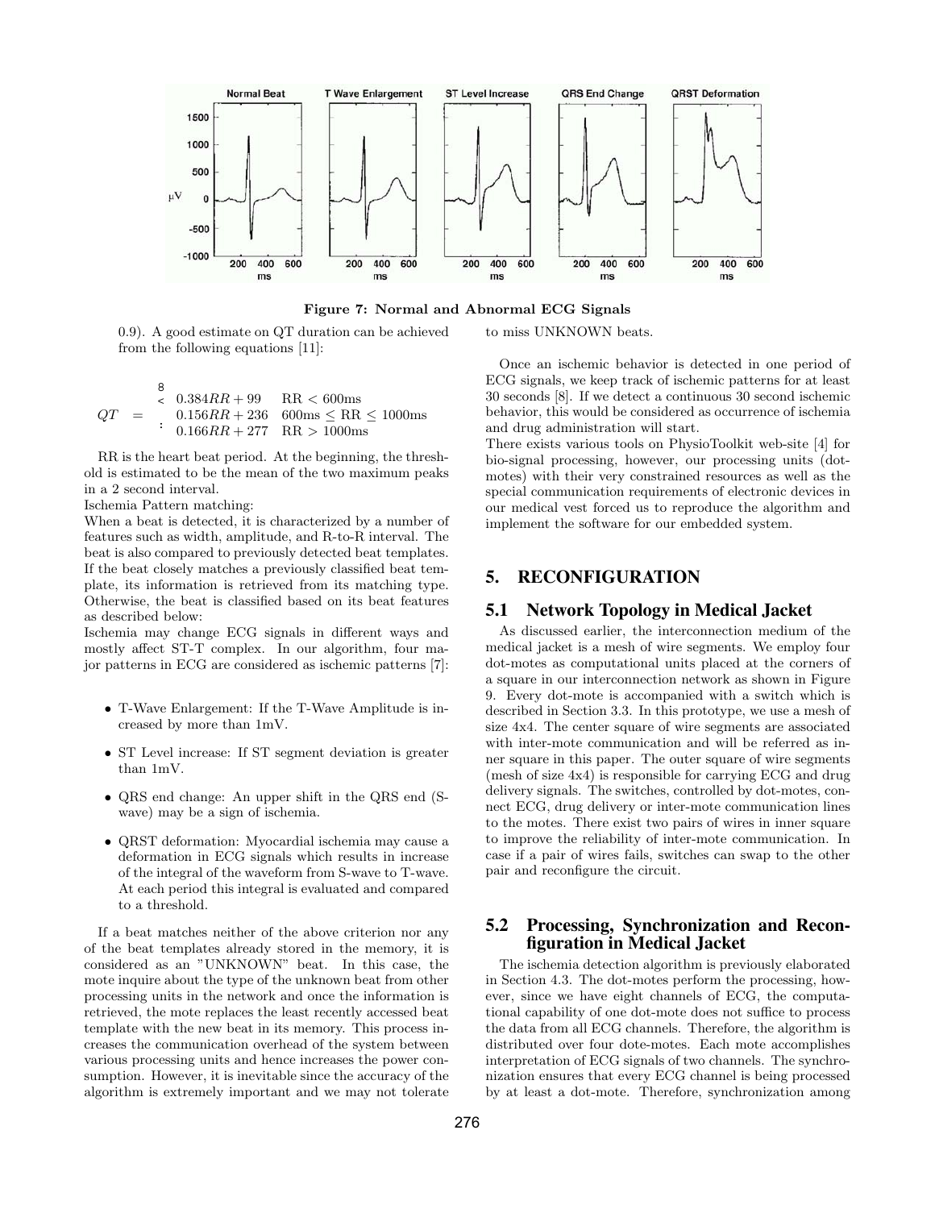Normal Beat

T Wave Enlargement

ST Level Increase

QRS End Change

QRST Deformation

1500

1000

500

μV 0

-500

-1000

200 400 600

ms

200 400 600

ms

200 400 600

ms

200 400 600

ms

200 400 600

ms

**Figure 7: Normal and Abnormal ECG Signals**

0.9). A good estimate on QT duration can be achieved from the following equations [11]:

$$QT = \begin{cases} 0.384RR + 99 & \text{RR} < 600\text{ms} \\ 0.156RR + 236 & 600\text{ms} \leq \text{RR} \leq 1000\text{ms} \\ 0.166RR + 277 & \text{RR} > 1000\text{ms} \end{cases}$$

RR is the heart beat period. At the beginning, the threshold is estimated to be the mean of the two maximum peaks in a 2 second interval.

Ischemia Pattern matching:

When a beat is detected, it is characterized by a number of features such as width, amplitude, and R-to-R interval. The beat is also compared to previously detected beat templates. If the beat closely matches a previously classified beat template, its information is retrieved from its matching type. Otherwise, the beat is classified based on its beat features as described below:

Ischemia may change ECG signals in different ways and mostly affect ST-T complex. In our algorithm, four major patterns in ECG are considered as ischemic patterns [7]:

- T-Wave Enlargement: If the T-Wave Amplitude is increased by more than 1mV.
- ST Level increase: If ST segment deviation is greater than 1mV.
- QRS end change: An upper shift in the QRS end (S-wave) may be a sign of ischemia.
- QRST deformation: Myocardial ischemia may cause a deformation in ECG signals which results in increase of the integral of the waveform from S-wave to T-wave. At each period this integral is evaluated and compared to a threshold.

If a beat matches neither of the above criterion nor any of the beat templates already stored in the memory, it is considered as an "UNKNOWN" beat. In this case, the mote inquire about the type of the unknown beat from other processing units in the network and once the information is retrieved, the mote replaces the least recently accessed beat template with the new beat in its memory. This process increases the communication overhead of the system between various processing units and hence increases the power consumption. However, it is inevitable since the accuracy of the algorithm is extremely important and we may not tolerate to miss UNKNOWN beats.

Once an ischemic behavior is detected in one period of ECG signals, we keep track of ischemic patterns for at least 30 seconds [8]. If we detect a continuous 30 second ischemic behavior, this would be considered as occurrence of ischemia and drug administration will start.

There exists various tools on PhysioToolkit web-site [4] for bio-signal processing, however, our processing units (dot-motes) with their very constrained resources as well as the special communication requirements of electronic devices in our medical vest forced us to reproduce the algorithm and implement the software for our embedded system.

## 5. RECONFIGURATION

### 5.1 Network Topology in Medical Jacket

As discussed earlier, the interconnection medium of the medical jacket is a mesh of wire segments. We employ four dot-motes as computational units placed at the corners of a square in our interconnection network as shown in Figure 9. Every dot-mote is accompanied with a switch which is described in Section 3.3. In this prototype, we use a mesh of size 4x4. The center square of wire segments are associated with inter-mote communication and will be referred as inner square in this paper. The outer square of wire segments (mesh of size 4x4) is responsible for carrying ECG and drug delivery signals. The switches, controlled by dot-motes, connect ECG, drug delivery or inter-mote communication lines to the motes. There exist two pairs of wires in inner square to improve the reliability of inter-mote communication. In case if a pair of wires fails, switches can swap to the other pair and reconfigure the circuit.

### 5.2 Processing, Synchronization and Reconfiguration in Medical Jacket

The ischemia detection algorithm is previously elaborated in Section 4.3. The dot-motes perform the processing, however, since we have eight channels of ECG, the computational capability of one dot-mote does not suffice to process the data from all ECG channels. Therefore, the algorithm is distributed over four dote-motes. Each mote accomplishes interpretation of ECG signals of two channels. The synchronization ensures that every ECG channel is being processed by at least a dot-mote. Therefore, synchronization among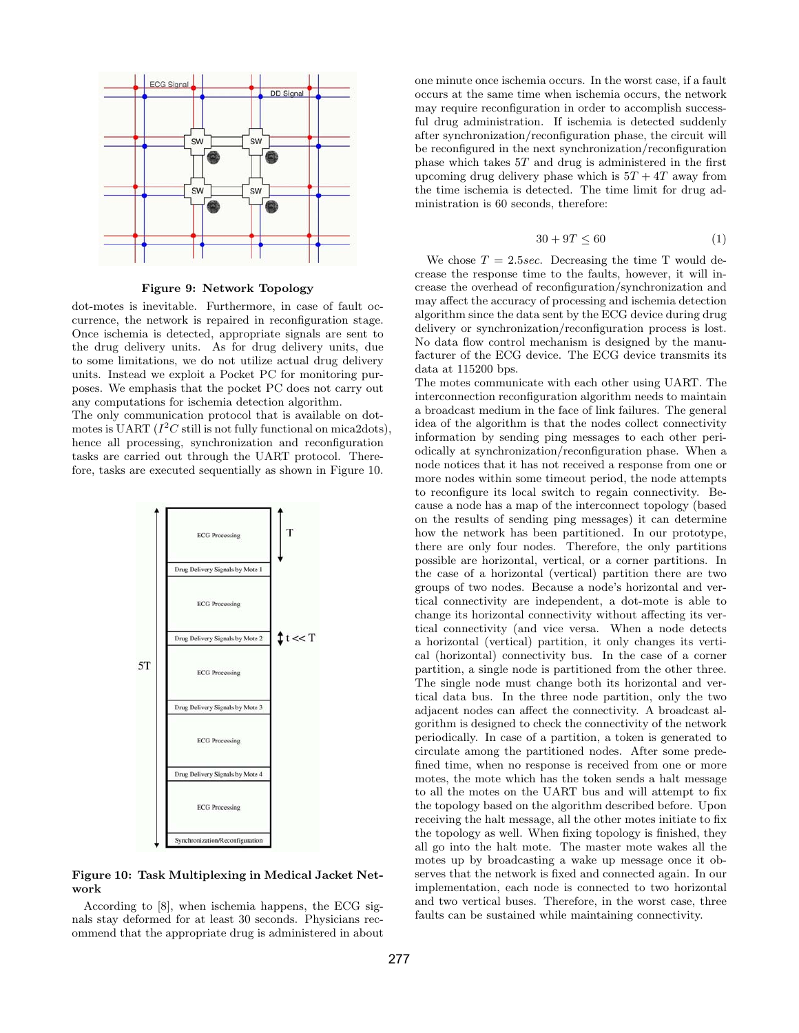Figure 9: Network Topology

dot-motes is inevitable. Furthermore, in case of fault occurrence, the network is repaired in reconfiguration stage. Once ischemia is detected, appropriate signals are sent to the drug delivery units. As for drug delivery units, due to some limitations, we do not utilize actual drug delivery units. Instead we exploit a Pocket PC for monitoring purposes. We emphasis that the pocket PC does not carry out any computations for ischemia detection algorithm.

The only communication protocol that is available on dot-motes is UART ($I^2C$ still is not fully functional on mica2dots), hence all processing, synchronization and reconfiguration tasks are carried out through the UART protocol. Therefore, tasks are executed sequentially as shown in Figure 10.

**Figure 10: Task Multiplexing in Medical Jacket Network**

According to [8], when ischemia happens, the ECG signals stay deformed for at least 30 seconds. Physicians recommend that the appropriate drug is administered in about one minute once ischemia occurs. In the worst case, if a fault occurs at the same time when ischemia occurs, the network may require reconfiguration in order to accomplish successful drug administration. If ischemia is detected suddenly after synchronization/reconfiguration phase, the circuit will be reconfigured in the next synchronization/reconfiguration phase which takes $5T$ and drug is administered in the first upcoming drug delivery phase which is $5T + 4T$ away from the time ischemia is detected. The time limit for drug administration is 60 seconds, therefore:

$$30 + 9T \leq 60 \tag{1}$$

We chose $T = 2.5sec$. Decreasing the time T would decrease the response time to the faults, however, it will increase the overhead of reconfiguration/synchronization and may affect the accuracy of processing and ischemia detection algorithm since the data sent by the ECG device during drug delivery or synchronization/reconfiguration process is lost. No data flow control mechanism is designed by the manufacturer of the ECG device. The ECG device transmits its data at 115200 bps.

The motes communicate with each other using UART. The interconnection reconfiguration algorithm needs to maintain a broadcast medium in the face of link failures. The general idea of the algorithm is that the nodes collect connectivity information by sending ping messages to each other periodically at synchronization/reconfiguration phase. When a node notices that it has not received a response from one or more nodes within some timeout period, the node attempts to reconfigure its local switch to regain connectivity. Because a node has a map of the interconnect topology (based on the results of sending ping messages) it can determine how the network has been partitioned. In our prototype, there are only four nodes. Therefore, the only partitions possible are horizontal, vertical, or a corner partitions. In the case of a horizontal (vertical) partition there are two groups of two nodes. Because a node's horizontal and vertical connectivity are independent, a dot-mote is able to change its horizontal connectivity without affecting its vertical connectivity (and vice versa. When a node detects a horizontal (vertical) partition, it only changes its vertical (horizontal) connectivity bus. In the case of a corner partition, a single node is partitioned from the other three. The single node must change both its horizontal and vertical data bus. In the three node partition, only the two adjacent nodes can affect the connectivity. A broadcast algorithm is designed to check the connectivity of the network periodically. In case of a partition, a token is generated to circulate among the partitioned nodes. After some predefined time, when no response is received from one or more motes, the mote which has the token sends a halt message to all the motes on the UART bus and will attempt to fix the topology based on the algorithm described before. Upon receiving the halt message, all the other motes initiate to fix the topology as well. When fixing topology is finished, they all go into the halt mote. The master mote wakes all the motes up by broadcasting a wake up message once it observes that the network is fixed and connected again. In our implementation, each node is connected to two horizontal and two vertical buses. Therefore, in the worst case, three faults can be sustained while maintaining connectivity.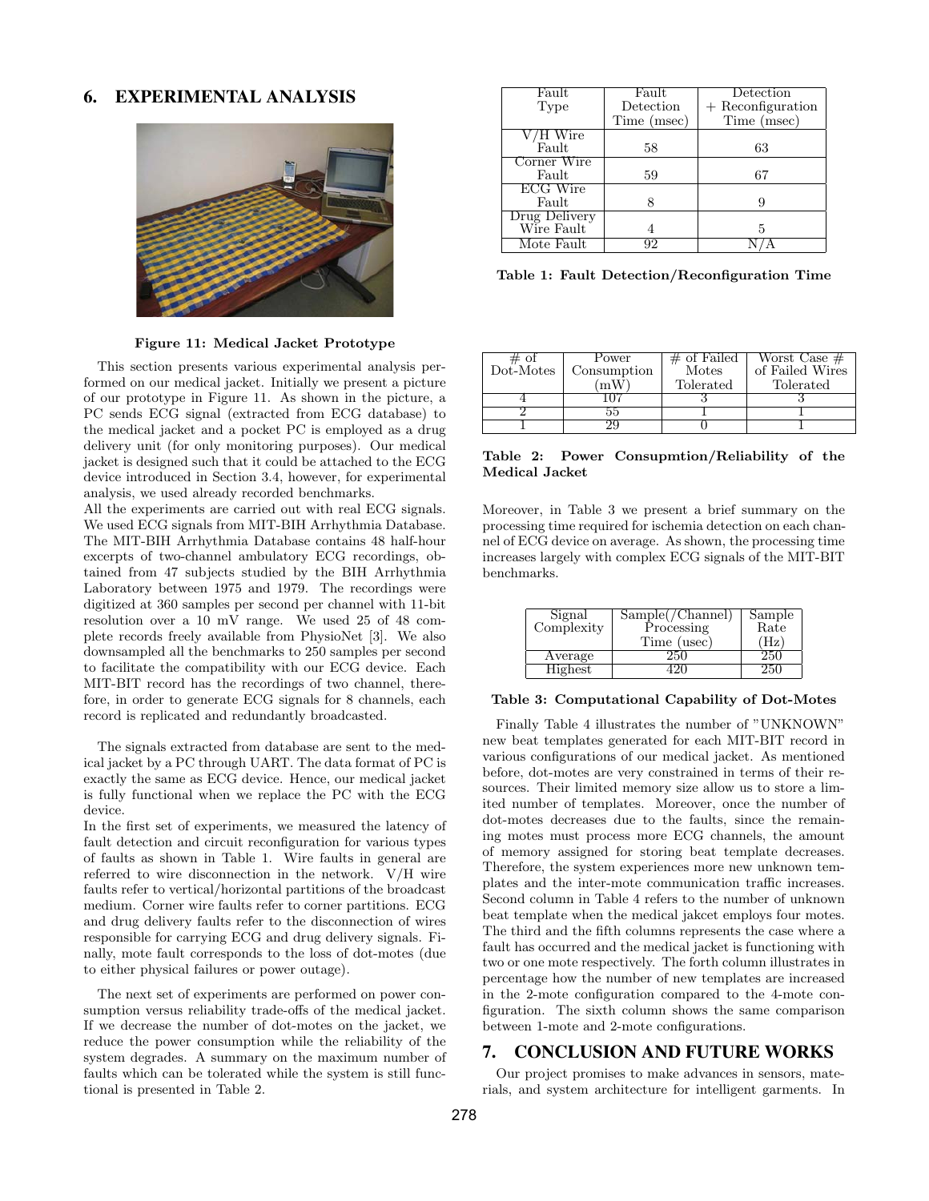## 6. EXPERIMENTAL ANALYSIS

Figure 11: Medical Jacket Prototype

This section presents various experimental analysis performed on our medical jacket. Initially we present a picture of our prototype in Figure 11. As shown in the picture, a PC sends ECG signal (extracted from ECG database) to the medical jacket and a pocket PC is employed as a drug delivery unit (for only monitoring purposes). Our medical jacket is designed such that it could be attached to the ECG device introduced in Section 3.4, however, for experimental analysis, we used already recorded benchmarks.

All the experiments are carried out with real ECG signals. We used ECG signals from MIT-BIH Arrhythmia Database. The MIT-BIH Arrhythmia Database contains 48 half-hour excerpts of two-channel ambulatory ECG recordings, obtained from 47 subjects studied by the BIH Arrhythmia Laboratory between 1975 and 1979. The recordings were digitized at 360 samples per second per channel with 11-bit resolution over a 10 mV range. We used 25 of 48 complete records freely available from PhysioNet [3]. We also downsampled all the benchmarks to 250 samples per second to facilitate the compatibility with our ECG device. Each MIT-BIT record has the recordings of two channel, therefore, in order to generate ECG signals for 8 channels, each record is replicated and redundantly broadcasted.

The signals extracted from database are sent to the medical jacket by a PC through UART. The data format of PC is exactly the same as ECG device. Hence, our medical jacket is fully functional when we replace the PC with the ECG device.

In the first set of experiments, we measured the latency of fault detection and circuit reconfiguration for various types of faults as shown in Table 1. Wire faults in general are referred to wire disconnection in the network. V/H wire faults refer to vertical/horizontal partitions of the broadcast medium. Corner wire faults refer to corner partitions. ECG and drug delivery faults refer to the disconnection of wires responsible for carrying ECG and drug delivery signals. Finally, mote fault corresponds to the loss of dot-motes (due to either physical failures or power outage).

The next set of experiments are performed on power consumption versus reliability trade-offs of the medical jacket. If we decrease the number of dot-motes on the jacket, we reduce the power consumption while the reliability of the system degrades. A summary on the maximum number of faults which can be tolerated while the system is still functional is presented in Table 2.

| Fault Type | Fault Detection Time (msec) | Detection + Reconfiguration Time (msec) |
|---|---|---|
| V/H Wire Fault | 58 | 63 |
| Corner Wire Fault | 59 | 67 |
| ECG Wire Fault | 8 | 9 |
| Drug Delivery Wire Fault | 4 | 5 |
| Mote Fault | 92 | N/A |

**Table 1: Fault Detection/Reconfiguration Time**

| # of Dot-Motes | Power Consumption (mW) | # of Failed Motes Tolerated | Worst Case # of Failed Wires Tolerated |
|---|---|---|---|
| 4 | 107 | 3 | 3 |
| 2 | 55 | 1 | 1 |
| 1 | 29 | 0 | 1 |

**Table 2: Power Consupmtion/Reliability of the Medical Jacket**

Moreover, in Table 3 we present a brief summary on the processing time required for ischemia detection on each channel of ECG device on average. As shown, the processing time increases largely with complex ECG signals of the MIT-BIT benchmarks.

| Signal Complexity | Sample(/Channel) Processing Time (usec) | Sample Rate (Hz) |
|---|---|---|
| Average | 250 | 250 |
| Highest | 420 | 250 |

**Table 3: Computational Capability of Dot-Motes**

Finally Table 4 illustrates the number of "UNKNOWN" new beat templates generated for each MIT-BIT record in various configurations of our medical jacket. As mentioned before, dot-motes are very constrained in terms of their resources. Their limited memory size allow us to store a limited number of templates. Moreover, once the number of dot-motes decreases due to the faults, since the remaining motes must process more ECG channels, the amount of memory assigned for storing beat template decreases. Therefore, the system experiences more new unknown templates and the inter-mote communication traffic increases. Second column in Table 4 refers to the number of unknown beat template when the medical jakcet employs four motes. The third and the fifth columns represents the case where a fault has occurred and the medical jacket is functioning with two or one mote respectively. The forth column illustrates in percentage how the number of new templates are increased in the 2-mote configuration compared to the 4-mote configuration. The sixth column shows the same comparison between 1-mote and 2-mote configurations.

## 7. CONCLUSION AND FUTURE WORKS

Our project promises to make advances in sensors, materials, and system architecture for intelligent garments. In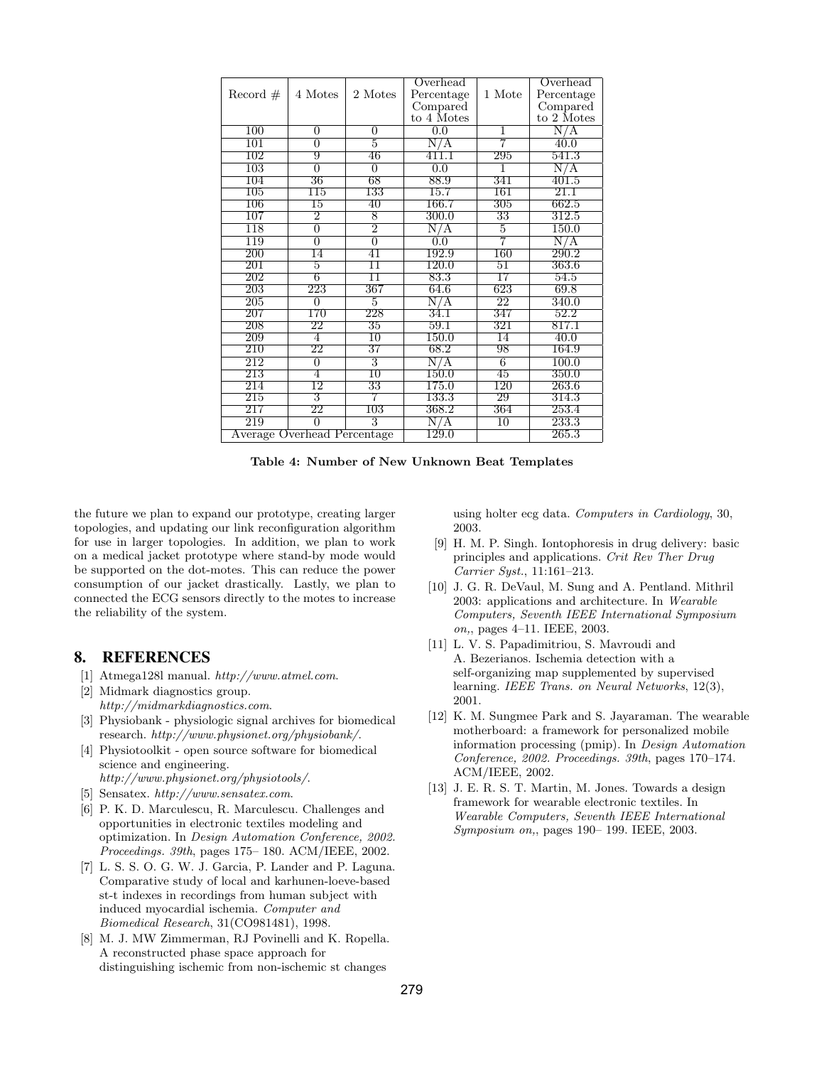| Record # | 4 Motes | 2 Motes | Overhead Percentage Compared to 4 Motes | 1 Mote | Overhead Percentage Compared to 2 Motes |
|---|---|---|---|---|---|
| 100 | 0 | 0 | 0.0 | 1 | N/A |
| 101 | 0 | 5 | N/A | 7 | 40.0 |
| 102 | 9 | 46 | 411.1 | 295 | 541.3 |
| 103 | 0 | 0 | 0.0 | 1 | N/A |
| 104 | 36 | 68 | 88.9 | 341 | 401.5 |
| 105 | 115 | 133 | 15.7 | 161 | 21.1 |
| 106 | 15 | 40 | 166.7 | 305 | 662.5 |
| 107 | 2 | 8 | 300.0 | 33 | 312.5 |
| 118 | 0 | 2 | N/A | 5 | 150.0 |
| 119 | 0 | 0 | 0.0 | 7 | N/A |
| 200 | 14 | 41 | 192.9 | 160 | 290.2 |
| 201 | 5 | 11 | 120.0 | 51 | 363.6 |
| 202 | 6 | 11 | 83.3 | 17 | 54.5 |
| 203 | 223 | 367 | 64.6 | 623 | 69.8 |
| 205 | 0 | 5 | N/A | 22 | 340.0 |
| 207 | 170 | 228 | 34.1 | 347 | 52.2 |
| 208 | 22 | 35 | 59.1 | 321 | 817.1 |
| 209 | 4 | 10 | 150.0 | 14 | 40.0 |
| 210 | 22 | 37 | 68.2 | 98 | 164.9 |
| 212 | 0 | 3 | N/A | 6 | 100.0 |
| 213 | 4 | 10 | 150.0 | 45 | 350.0 |
| 214 | 12 | 33 | 175.0 | 120 | 263.6 |
| 215 | 3 | 7 | 133.3 | 29 | 314.3 |
| 217 | 22 | 103 | 368.2 | 364 | 253.4 |
| 219 | 0 | 3 | N/A | 10 | 233.3 |
| Average Overhead Percentage | | | 129.0 | | 265.3 |

**Table 4: Number of New Unknown Beat Templates**

the future we plan to expand our prototype, creating larger topologies, and updating our link reconfiguration algorithm for use in larger topologies. In addition, we plan to work on a medical jacket prototype where stand-by mode would be supported on the dot-motes. This can reduce the power consumption of our jacket drastically. Lastly, we plan to connected the ECG sensors directly to the motes to increase the reliability of the system.

## 8. REFERENCES

[1] Atmega128l manual. *http://www.atmel.com*.

[2] Midmark diagnostics group. *http://midmarkdiagnostics.com*.

[3] Physiobank - physiologic signal archives for biomedical research. *http://www.physionet.org/physiobank/*.

[4] Physiotoolkit - open source software for biomedical science and engineering. *http://www.physionet.org/physiotools/*.

[5] Sensatex. *http://www.sensatex.com*.

[6] P. K. D. Marculescu, R. Marculescu. Challenges and opportunities in electronic textiles modeling and optimization. In *Design Automation Conference, 2002. Proceedings. 39th*, pages 175– 180. ACM/IEEE, 2002.

[7] L. S. S. O. G. W. J. Garcia, P. Lander and P. Laguna. Comparative study of local and karhunen-loeve-based st-t indexes in recordings from human subject with induced myocardial ischemia. *Computer and Biomedical Research*, 31(CO981481), 1998.

[8] M. J. MW Zimmerman, RJ Povinelli and K. Ropella. A reconstructed phase space approach for distinguishing ischemic from non-ischemic st changes using holter ecg data. *Computers in Cardiology*, 30, 2003.

[9] H. M. P. Singh. Iontophoresis in drug delivery: basic principles and applications. *Crit Rev Ther Drug Carrier Syst.*, 11:161–213.

[10] J. G. R. DeVaul, M. Sung and A. Pentland. Mithril 2003: applications and architecture. In *Wearable Computers, Seventh IEEE International Symposium on,*, pages 4–11. IEEE, 2003.

[11] L. V. S. Papadimitriou, S. Mavroudi and A. Bezerianos. Ischemia detection with a self-organizing map supplemented by supervised learning. *IEEE Trans. on Neural Networks*, 12(3), 2001.

[12] K. M. Sungmee Park and S. Jayaraman. The wearable motherboard: a framework for personalized mobile information processing (pmip). In *Design Automation Conference, 2002. Proceedings. 39th*, pages 170–174. ACM/IEEE, 2002.

[13] J. E. R. S. T. Martin, M. Jones. Towards a design framework for wearable electronic textiles. In *Wearable Computers, Seventh IEEE International Symposium on,*, pages 190– 199. IEEE, 2003.